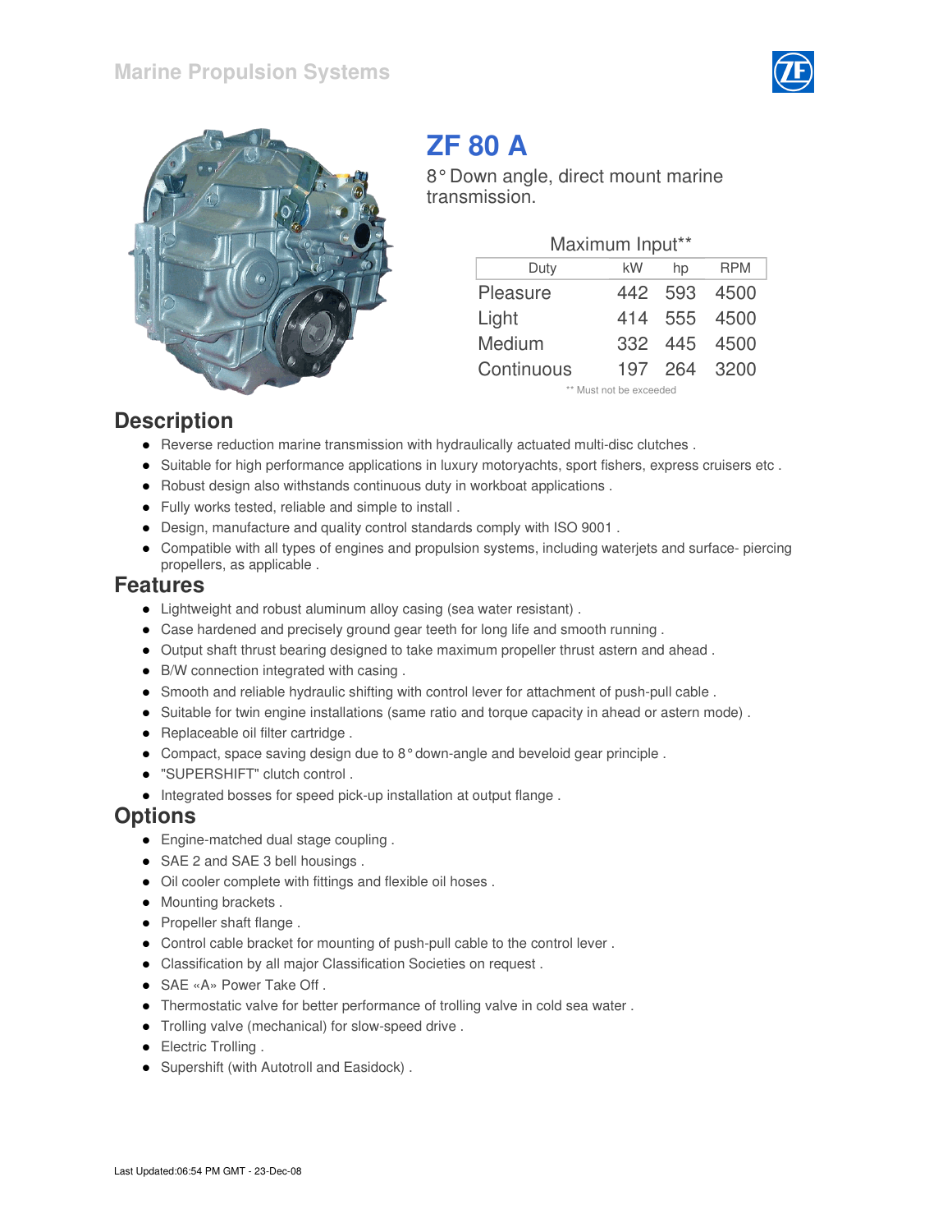Marine Propulsion Systems

# ZF 80 A

8° Down angle, direct mount marine transmission.

Maximum Input**

| Duty | kW | hp | RPM |
|---|---|---|---|
| Pleasure | 442 | 593 | 4500 |
| Light | 414 | 555 | 4500 |
| Medium | 332 | 445 | 4500 |
| Continuous | 197 | 264 | 3200 |

** Must not be exceeded

## Description

- Reverse reduction marine transmission with hydraulically actuated multi-disc clutches .
- Suitable for high performance applications in luxury motoryachts, sport fishers, express cruisers etc .
- Robust design also withstands continuous duty in workboat applications .
- Fully works tested, reliable and simple to install .
- Design, manufacture and quality control standards comply with ISO 9001 .
- Compatible with all types of engines and propulsion systems, including waterjets and surface- piercing propellers, as applicable .

## Features

- Lightweight and robust aluminum alloy casing (sea water resistant) .
- Case hardened and precisely ground gear teeth for long life and smooth running .
- Output shaft thrust bearing designed to take maximum propeller thrust astern and ahead .
- B/W connection integrated with casing .
- Smooth and reliable hydraulic shifting with control lever for attachment of push-pull cable .
- Suitable for twin engine installations (same ratio and torque capacity in ahead or astern mode) .
- Replaceable oil filter cartridge .
- Compact, space saving design due to 8° down-angle and beveloid gear principle .
- "SUPERSHIFT" clutch control .
- Integrated bosses for speed pick-up installation at output flange .

## Options

- Engine-matched dual stage coupling .
- SAE 2 and SAE 3 bell housings .
- Oil cooler complete with fittings and flexible oil hoses .
- Mounting brackets .
- Propeller shaft flange .
- Control cable bracket for mounting of push-pull cable to the control lever .
- Classification by all major Classification Societies on request .
- SAE «A» Power Take Off .
- Thermostatic valve for better performance of trolling valve in cold sea water .
- Trolling valve (mechanical) for slow-speed drive .
- Electric Trolling .
- Supershift (with Autotroll and Easidock) .

Last Updated:06:54 PM GMT - 23-Dec-08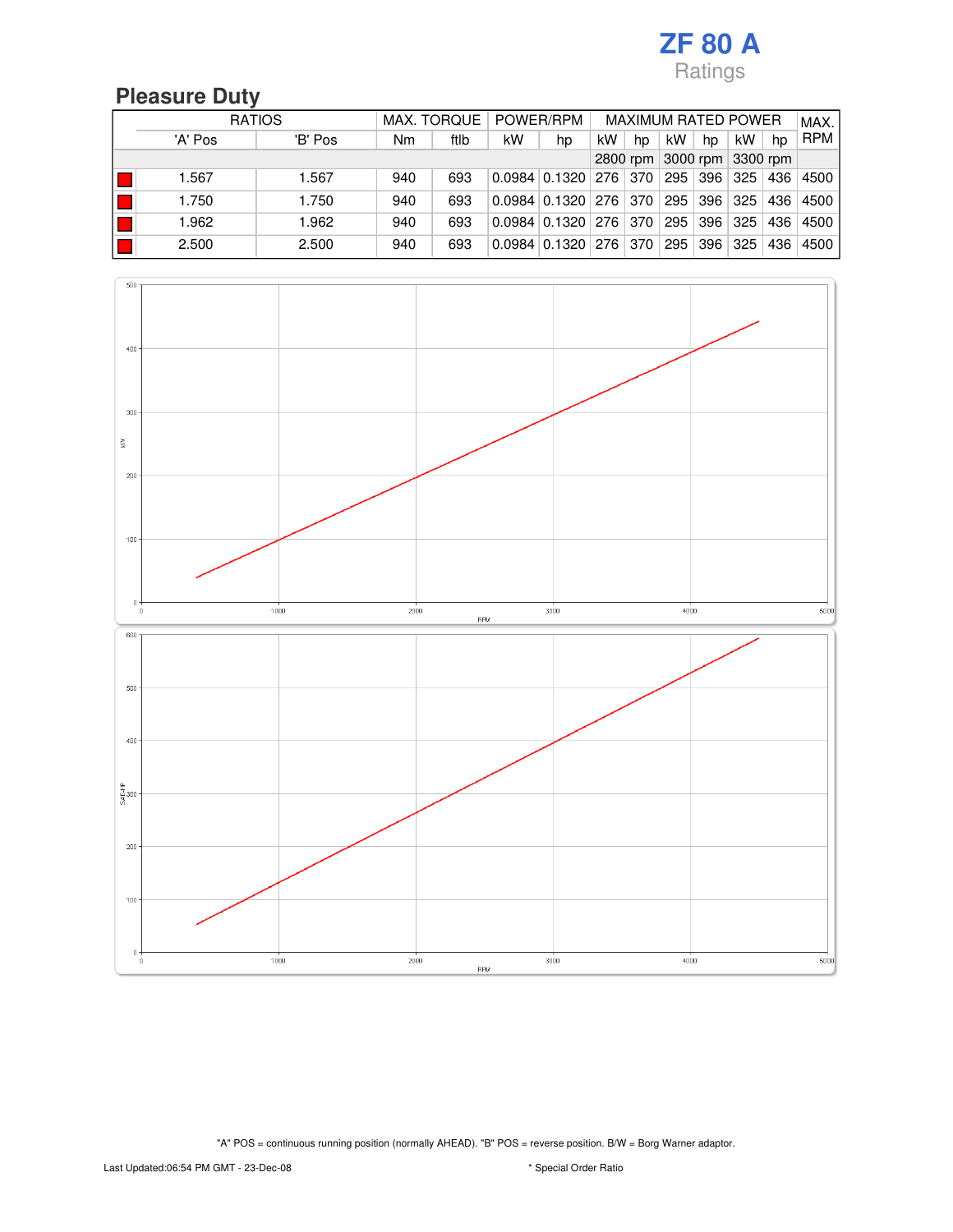# ZF 80 A

Ratings

## Pleasure Duty

| | RATIOS | | MAX. TORQUE | | POWER/RPM | | MAXIMUM RATED POWER | | | | | | MAX. RPM |
|---|---|---|---|---|---|---|---|---|---|---|---|---|---|
| | 'A' Pos | 'B' Pos | Nm | ftlb | kW | hp | kW | hp | kW | hp | kW | hp | |
| | | | | | | | 2800 rpm | | 3000 rpm | | 3300 rpm | | |
| ■ | 1.567 | 1.567 | 940 | 693 | 0.0984 | 0.1320 | 276 | 370 | 295 | 396 | 325 | 436 | 4500 |
| ■ | 1.750 | 1.750 | 940 | 693 | 0.0984 | 0.1320 | 276 | 370 | 295 | 396 | 325 | 436 | 4500 |
| ■ | 1.962 | 1.962 | 940 | 693 | 0.0984 | 0.1320 | 276 | 370 | 295 | 396 | 325 | 436 | 4500 |
| ■ | 2.500 | 2.500 | 940 | 693 | 0.0984 | 0.1320 | 276 | 370 | 295 | 396 | 325 | 436 | 4500 |

"A" POS = continuous running position (normally AHEAD). "B" POS = reverse position. B/W = Borg Warner adaptor.

Last Updated:06:54 PM GMT - 23-Dec-08

* Special Order Ratio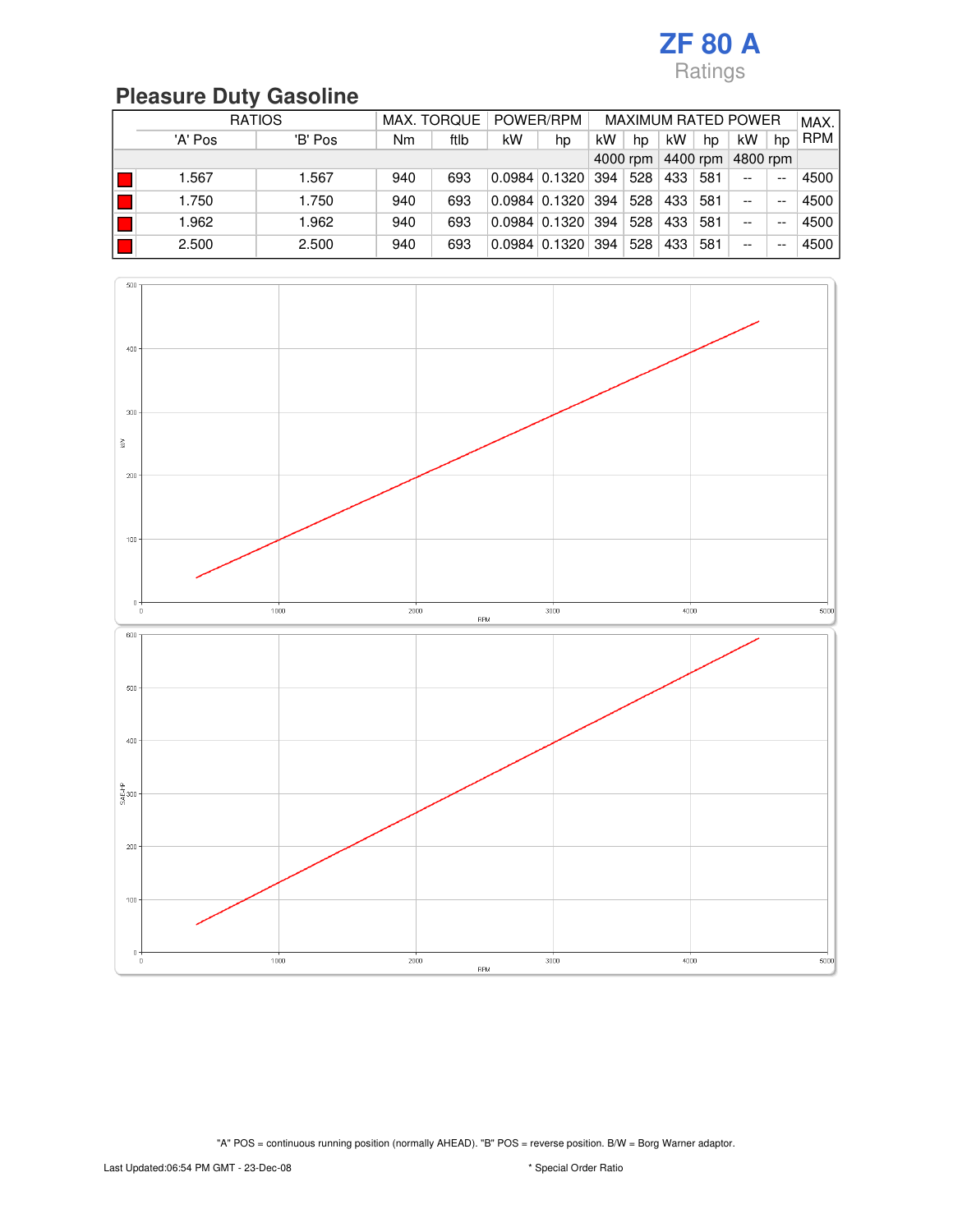# ZF 80 A
Ratings

## Pleasure Duty Gasoline

| | RATIOS | | MAX. TORQUE | | POWER/RPM | | MAXIMUM RATED POWER | | | | | | MAX. RPM |
|---|---|---|---|---|---|---|---|---|---|---|---|---|---|
| | 'A' Pos | 'B' Pos | Nm | ftlb | kW | hp | kW | hp | kW | hp | kW | hp | |
| | | | | | | | 4000 rpm | | 4400 rpm | | 4800 rpm | | |
| | 1.567 | 1.567 | 940 | 693 | 0.0984 | 0.1320 | 394 | 528 | 433 | 581 | -- | -- | 4500 |
| | 1.750 | 1.750 | 940 | 693 | 0.0984 | 0.1320 | 394 | 528 | 433 | 581 | -- | -- | 4500 |
| | 1.962 | 1.962 | 940 | 693 | 0.0984 | 0.1320 | 394 | 528 | 433 | 581 | -- | -- | 4500 |
| | 2.500 | 2.500 | 940 | 693 | 0.0984 | 0.1320 | 394 | 528 | 433 | 581 | -- | -- | 4500 |

"A" POS = continuous running position (normally AHEAD). "B" POS = reverse position. B/W = Borg Warner adaptor.

Last Updated:06:54 PM GMT - 23-Dec-08

\* Special Order Ratio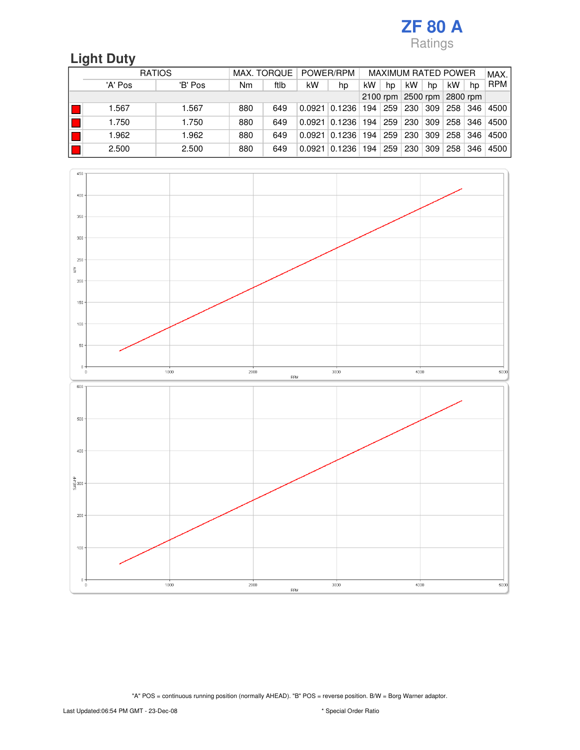# ZF 80 A

Ratings

## Light Duty

| | RATIOS | | MAX. TORQUE | | POWER/RPM | | MAXIMUM RATED POWER | | | | | | MAX. RPM |
|---|---|---|---|---|---|---|---|---|---|---|---|---|---|
| | 'A' Pos | 'B' Pos | Nm | ftlb | kW | hp | kW | hp | kW | hp | kW | hp | |
| | | | | | | | 2100 rpm | | 2500 rpm | | 2800 rpm | | |
| ■ | 1.567 | 1.567 | 880 | 649 | 0.0921 | 0.1236 | 194 | 259 | 230 | 309 | 258 | 346 | 4500 |
| ■ | 1.750 | 1.750 | 880 | 649 | 0.0921 | 0.1236 | 194 | 259 | 230 | 309 | 258 | 346 | 4500 |
| ■ | 1.962 | 1.962 | 880 | 649 | 0.0921 | 0.1236 | 194 | 259 | 230 | 309 | 258 | 346 | 4500 |
| ■ | 2.500 | 2.500 | 880 | 649 | 0.0921 | 0.1236 | 194 | 259 | 230 | 309 | 258 | 346 | 4500 |

"A" POS = continuous running position (normally AHEAD). "B" POS = reverse position. B/W = Borg Warner adaptor.

Last Updated:06:54 PM GMT - 23-Dec-08

\* Special Order Ratio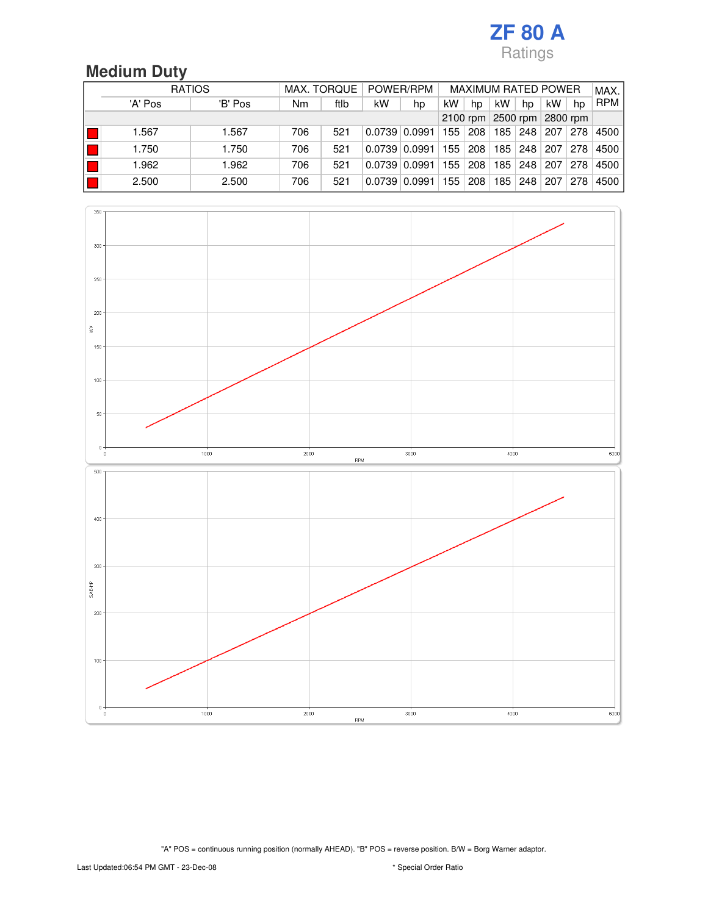# ZF 80 A

Ratings

## Medium Duty

| | RATIOS | | MAX. TORQUE | | POWER/RPM | | MAXIMUM RATED POWER | | | | | | MAX. RPM |
|---|---|---|---|---|---|---|---|---|---|---|---|---|---|
| | 'A' Pos | 'B' Pos | Nm | ftlb | kW | hp | kW | hp | kW | hp | kW | hp | |
| | | | | | | | 2100 rpm | | 2500 rpm | | 2800 rpm | | |
| ■ | 1.567 | 1.567 | 706 | 521 | 0.0739 | 0.0991 | 155 | 208 | 185 | 248 | 207 | 278 | 4500 |
| ■ | 1.750 | 1.750 | 706 | 521 | 0.0739 | 0.0991 | 155 | 208 | 185 | 248 | 207 | 278 | 4500 |
| ■ | 1.962 | 1.962 | 706 | 521 | 0.0739 | 0.0991 | 155 | 208 | 185 | 248 | 207 | 278 | 4500 |
| ■ | 2.500 | 2.500 | 706 | 521 | 0.0739 | 0.0991 | 155 | 208 | 185 | 248 | 207 | 278 | 4500 |

"A" POS = continuous running position (normally AHEAD). "B" POS = reverse position. B/W = Borg Warner adaptor.

Last Updated:06:54 PM GMT - 23-Dec-08

* Special Order Ratio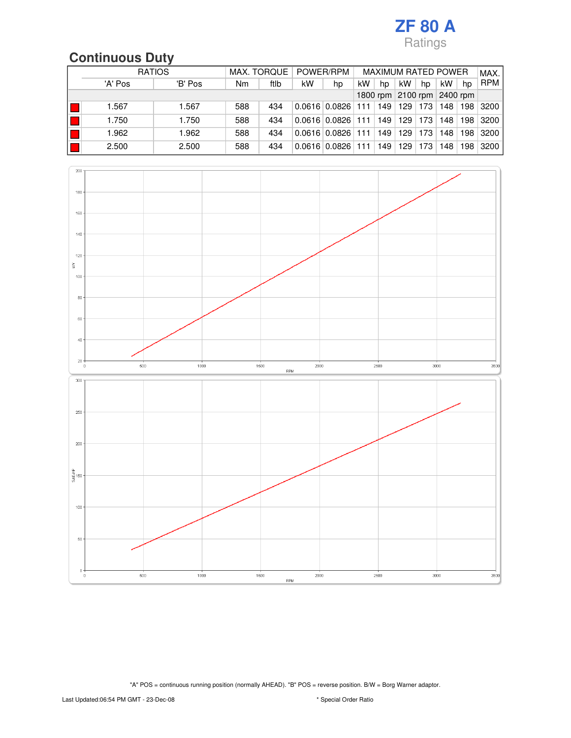# ZF 80 A

Ratings

## Continuous Duty

| RATIOS | | | MAX. TORQUE | | POWER/RPM | | MAXIMUM RATED POWER | | | | | | MAX. RPM |
|---|---|---|---|---|---|---|---|---|---|---|---|---|---|
| | 'A' Pos | 'B' Pos | Nm | ftlb | kW | hp | kW | hp | kW | hp | kW | hp | |
| | | | | | | | 1800 rpm | | 2100 rpm | | 2400 rpm | | |
| ■ | 1.567 | 1.567 | 588 | 434 | 0.0616 | 0.0826 | 111 | 149 | 129 | 173 | 148 | 198 | 3200 |
| ■ | 1.750 | 1.750 | 588 | 434 | 0.0616 | 0.0826 | 111 | 149 | 129 | 173 | 148 | 198 | 3200 |
| ■ | 1.962 | 1.962 | 588 | 434 | 0.0616 | 0.0826 | 111 | 149 | 129 | 173 | 148 | 198 | 3200 |
| ■ | 2.500 | 2.500 | 588 | 434 | 0.0616 | 0.0826 | 111 | 149 | 129 | 173 | 148 | 198 | 3200 |

"A" POS = continuous running position (normally AHEAD). "B" POS = reverse position. B/W = Borg Warner adaptor.

Last Updated:06:54 PM GMT - 23-Dec-08

\* Special Order Ratio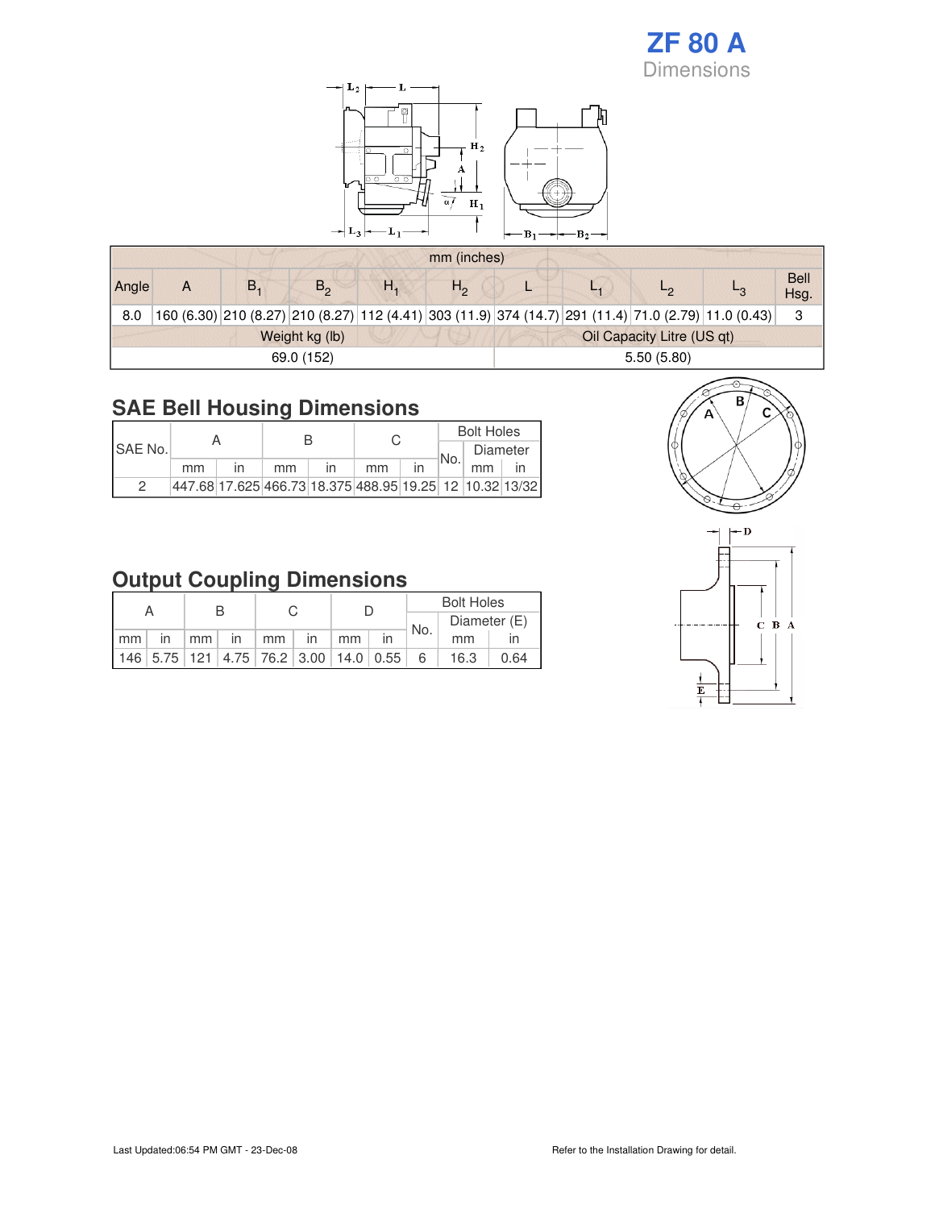# ZF 80 A

Dimensions

| mm (inches) | | | | | | | | | | |
|---|---|---|---|---|---|---|---|---|---|---|
| Angle | A | $B_1$ | $B_2$ | $H_1$ | $H_2$ | L | $L_1$ | $L_2$ | $L_3$ | Bell Hsg. |
| 8.0 | 160 (6.30) | 210 (8.27) | 210 (8.27) | 112 (4.41) | 303 (11.9) | 374 (14.7) | 291 (11.4) | 71.0 (2.79) | 11.0 (0.43) | 3 |

| Weight kg (lb) | Oil Capacity Litre (US qt) |
|---|---|
| 69.0 (152) | 5.50 (5.80) |

## SAE Bell Housing Dimensions

| SAE No. | A | | B | | C | | Bolt Holes | | |
|---|---|---|---|---|---|---|---|---|---|
| | | | | | | | No. | Diameter | |
| | mm | in | mm | in | mm | in | | mm | in |
| 2 | 447.68 | 17.625 | 466.73 | 18.375 | 488.95 | 19.25 | 12 | 10.32 | 13/32 |

## Output Coupling Dimensions

| A | | B | | C | | D | | Bolt Holes | | |
|---|---|---|---|---|---|---|---|---|---|---|
| | | | | | | | | No. | Diameter (E) | |
| mm | in | mm | in | mm | in | mm | in | | mm | in |
| 146 | 5.75 | 121 | 4.75 | 76.2 | 3.00 | 14.0 | 0.55 | 6 | 16.3 | 0.64 |

Last Updated:06:54 PM GMT - 23-Dec-08

Refer to the Installation Drawing for detail.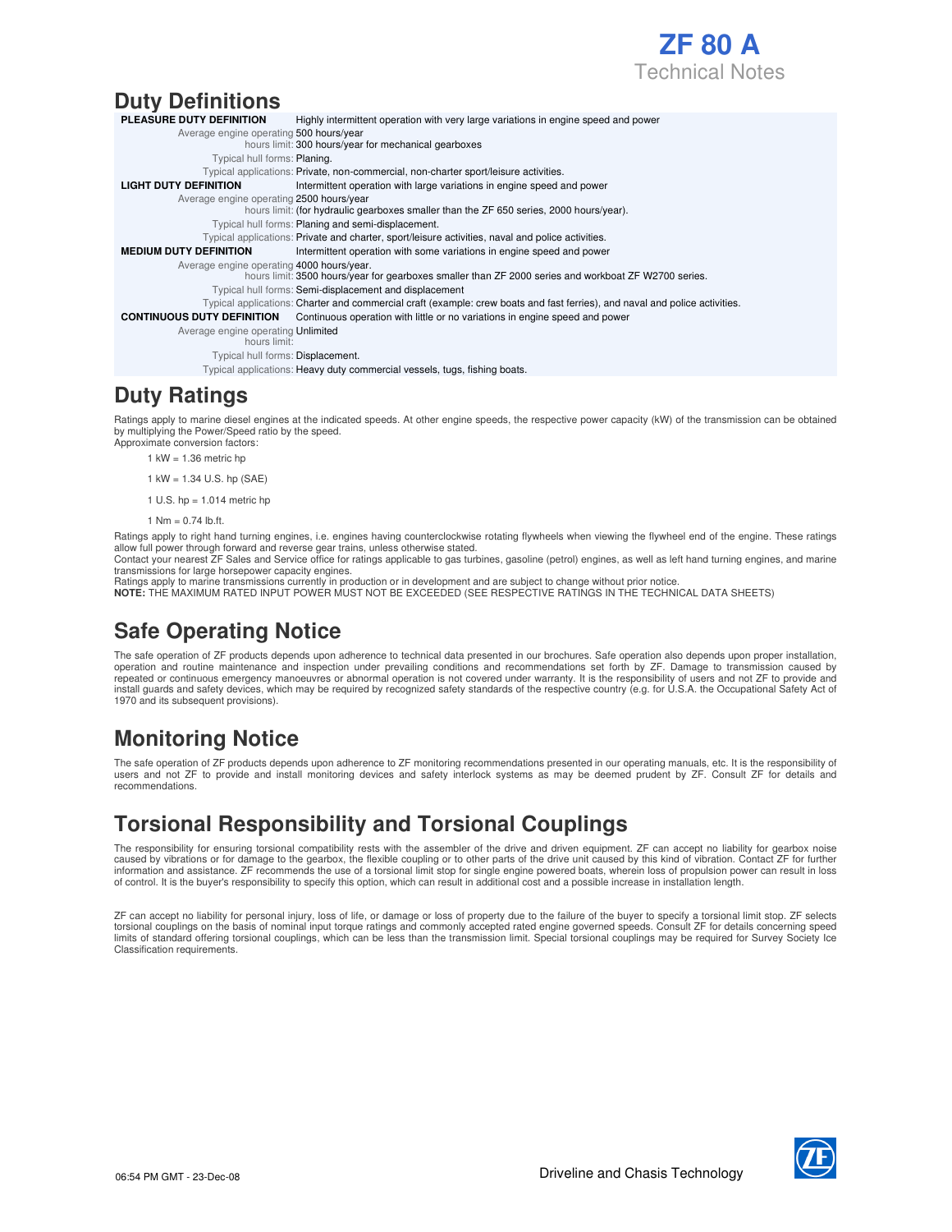# ZF 80 A

Technical Notes

## Duty Definitions

| | |
|---|---|
| **PLEASURE DUTY DEFINITION** | Highly intermittent operation with very large variations in engine speed and power |
| Average engine operating hours limit: | 500 hours/year<br>300 hours/year for mechanical gearboxes |
| Typical hull forms: | Planing. |
| Typical applications: | Private, non-commercial, non-charter sport/leisure activities. |
| **LIGHT DUTY DEFINITION** | Intermittent operation with large variations in engine speed and power |
| Average engine operating hours limit: | 2500 hours/year<br>(for hydraulic gearboxes smaller than the ZF 650 series, 2000 hours/year). |
| Typical hull forms: | Planing and semi-displacement. |
| Typical applications: | Private and charter, sport/leisure activities, naval and police activities. |
| **MEDIUM DUTY DEFINITION** | Intermittent operation with some variations in engine speed and power |
| Average engine operating hours limit: | 4000 hours/year.<br>3500 hours/year for gearboxes smaller than ZF 2000 series and workboat ZF W2700 series. |
| Typical hull forms: | Semi-displacement and displacement |
| Typical applications: | Charter and commercial craft (example: crew boats and fast ferries), and naval and police activities. |
| **CONTINUOUS DUTY DEFINITION** | Continuous operation with little or no variations in engine speed and power |
| Average engine operating hours limit: | Unlimited |
| Typical hull forms: | Displacement. |
| Typical applications: | Heavy duty commercial vessels, tugs, fishing boats. |

## Duty Ratings

Ratings apply to marine diesel engines at the indicated speeds. At other engine speeds, the respective power capacity (kW) of the transmission can be obtained by multiplying the Power/Speed ratio by the speed.
Approximate conversion factors:

1 kW = 1.36 metric hp

1 kW = 1.34 U.S. hp (SAE)

1 U.S. hp = 1.014 metric hp

1 Nm = 0.74 lb.ft.

Ratings apply to right hand turning engines, i.e. engines having counterclockwise rotating flywheels when viewing the flywheel end of the engine. These ratings allow full power through forward and reverse gear trains, unless otherwise stated.
Contact your nearest ZF Sales and Service office for ratings applicable to gas turbines, gasoline (petrol) engines, as well as left hand turning engines, and marine transmissions for large horsepower capacity engines.
Ratings apply to marine transmissions currently in production or in development and are subject to change without prior notice.
**NOTE:** THE MAXIMUM RATED INPUT POWER MUST NOT BE EXCEEDED (SEE RESPECTIVE RATINGS IN THE TECHNICAL DATA SHEETS)

## Safe Operating Notice

The safe operation of ZF products depends upon adherence to technical data presented in our brochures. Safe operation also depends upon proper installation, operation and routine maintenance and inspection under prevailing conditions and recommendations set forth by ZF. Damage to transmission caused by repeated or continuous emergency manoeuvres or abnormal operation is not covered under warranty. It is the responsibility of users and not ZF to provide and install guards and safety devices, which may be required by recognized safety standards of the respective country (e.g. for U.S.A. the Occupational Safety Act of 1970 and its subsequent provisions).

## Monitoring Notice

The safe operation of ZF products depends upon adherence to ZF monitoring recommendations presented in our operating manuals, etc. It is the responsibility of users and not ZF to provide and install monitoring devices and safety interlock systems as may be deemed prudent by ZF. Consult ZF for details and recommendations.

## Torsional Responsibility and Torsional Couplings

The responsibility for ensuring torsional compatibility rests with the assembler of the drive and driven equipment. ZF can accept no liability for gearbox noise caused by vibrations or for damage to the gearbox, the flexible coupling or to other parts of the drive unit caused by this kind of vibration. Contact ZF for further information and assistance. ZF recommends the use of a torsional limit stop for single engine powered boats, wherein loss of propulsion power can result in loss of control. It is the buyer's responsibility to specify this option, which can result in additional cost and a possible increase in installation length.

ZF can accept no liability for personal injury, loss of life, or damage or loss of property due to the failure of the buyer to specify a torsional limit stop. ZF selects torsional couplings on the basis of nominal input torque ratings and commonly accepted rated engine governed speeds. Consult ZF for details concerning speed limits of standard offering torsional couplings, which can be less than the transmission limit. Special torsional couplings may be required for Survey Society Ice Classification requirements.

06:54 PM GMT - 23-Dec-08

Driveline and Chasis Technology